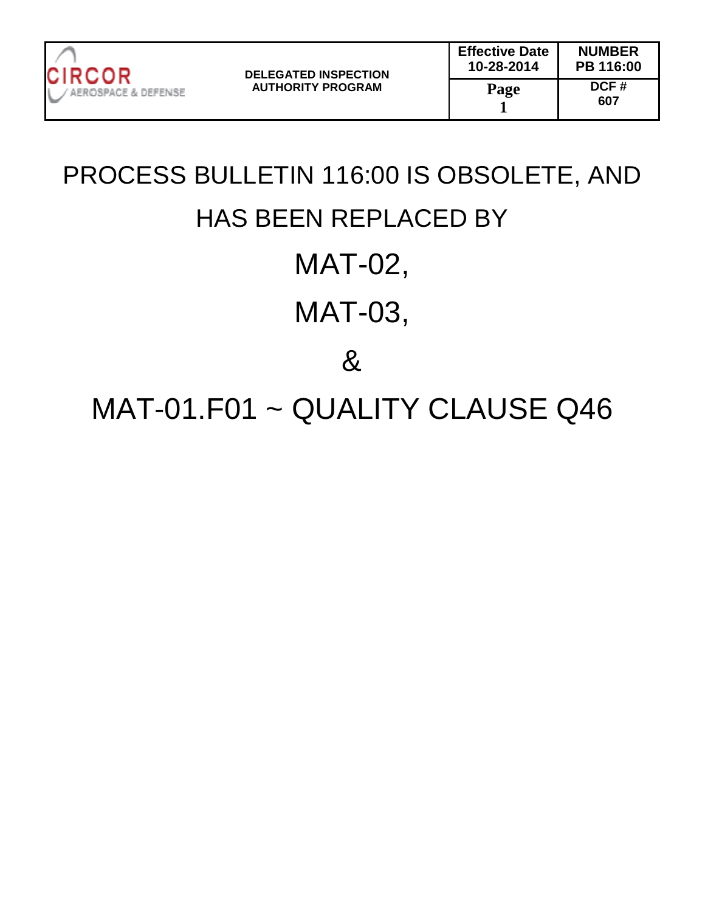| CIRCOR AEROSPACE & DEFENSE | DELEGATED INSPECTION AUTHORITY PROGRAM | **Effective Date** 10-28-2014 | **NUMBER** PB 116:00 |
| --- | --- | --- | --- |
| | | **Page** 1 | **DCF #** 607 |

# PROCESS BULLETIN 116:00 IS OBSOLETE, AND HAS BEEN REPLACED BY

# MAT-02,

# MAT-03,

# &

# MAT-01.F01 ~ QUALITY CLAUSE Q46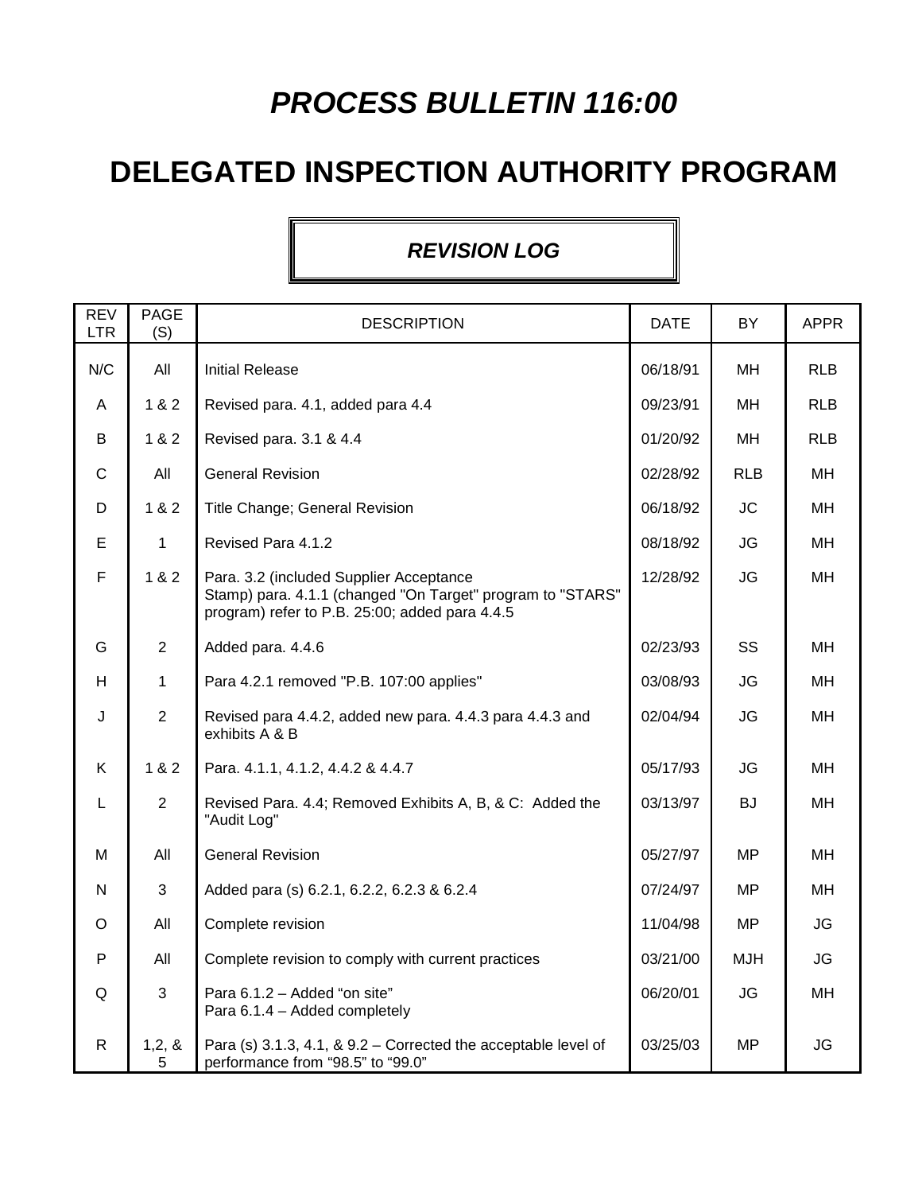# *PROCESS BULLETIN 116:00*

# DELEGATED INSPECTION AUTHORITY PROGRAM

### *REVISION LOG*

| REV LTR | PAGE (S) | DESCRIPTION | DATE | BY | APPR |
|---|---|---|---|---|---|
| N/C | All | Initial Release | 06/18/91 | MH | RLB |
| A | 1 & 2 | Revised para. 4.1, added para 4.4 | 09/23/91 | MH | RLB |
| B | 1 & 2 | Revised para. 3.1 & 4.4 | 01/20/92 | MH | RLB |
| C | All | General Revision | 02/28/92 | RLB | MH |
| D | 1 & 2 | Title Change; General Revision | 06/18/92 | JC | MH |
| E | 1 | Revised Para 4.1.2 | 08/18/92 | JG | MH |
| F | 1 & 2 | Para. 3.2 (included Supplier Acceptance Stamp) para. 4.1.1 (changed "On Target" program to "STARS" program) refer to P.B. 25:00; added para 4.4.5 | 12/28/92 | JG | MH |
| G | 2 | Added para. 4.4.6 | 02/23/93 | SS | MH |
| H | 1 | Para 4.2.1 removed "P.B. 107:00 applies" | 03/08/93 | JG | MH |
| J | 2 | Revised para 4.4.2, added new para. 4.4.3 para 4.4.3 and exhibits A & B | 02/04/94 | JG | MH |
| K | 1 & 2 | Para. 4.1.1, 4.1.2, 4.4.2 & 4.4.7 | 05/17/93 | JG | MH |
| L | 2 | Revised Para. 4.4; Removed Exhibits A, B, & C: Added the "Audit Log" | 03/13/97 | BJ | MH |
| M | All | General Revision | 05/27/97 | MP | MH |
| N | 3 | Added para (s) 6.2.1, 6.2.2, 6.2.3 & 6.2.4 | 07/24/97 | MP | MH |
| O | All | Complete revision | 11/04/98 | MP | JG |
| P | All | Complete revision to comply with current practices | 03/21/00 | MJH | JG |
| Q | 3 | Para 6.1.2 – Added "on site"<br>Para 6.1.4 – Added completely | 06/20/01 | JG | MH |
| R | 1,2, & 5 | Para (s) 3.1.3, 4.1, & 9.2 – Corrected the acceptable level of performance from "98.5" to "99.0" | 03/25/03 | MP | JG |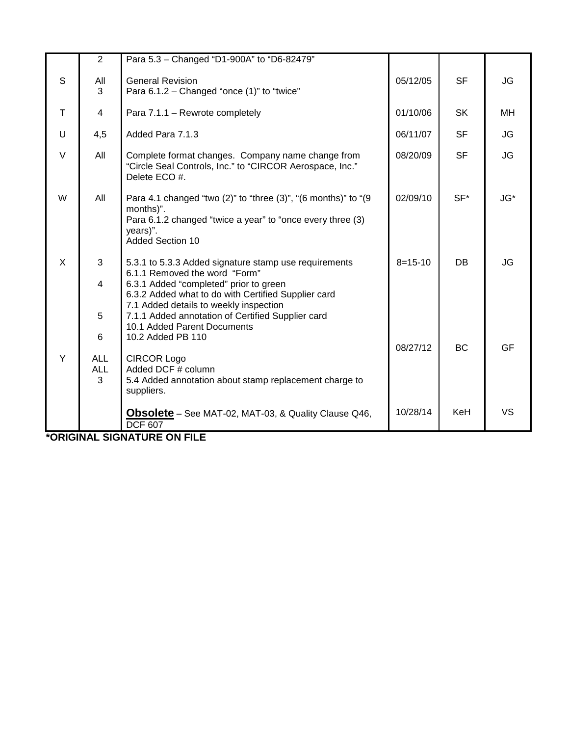| | | | | | |
|---|---|---|---|---|---|
| | 2 | Para 5.3 – Changed "D1-900A" to "D6-82479" | | | |
| S | All<br>3 | General Revision<br>Para 6.1.2 – Changed "once (1)" to "twice" | 05/12/05 | SF | JG |
| T | 4 | Para 7.1.1 – Rewrote completely | 01/10/06 | SK | MH |
| U | 4,5 | Added Para 7.1.3 | 06/11/07 | SF | JG |
| V | All | Complete format changes. Company name change from "Circle Seal Controls, Inc." to "CIRCOR Aerospace, Inc." Delete ECO #. | 08/20/09 | SF | JG |
| W | All | Para 4.1 changed "two (2)" to "three (3)", "(6 months)" to "(9 months)".<br>Para 6.1.2 changed "twice a year" to "once every three (3) years)".<br>Added Section 10 | 02/09/10 | SF* | JG* |
| X | 3<br><br>4<br><br><br>5<br><br>6 | 5.3.1 to 5.3.3 Added signature stamp use requirements<br>6.1.1 Removed the word "Form"<br>6.3.1 Added "completed" prior to green<br>6.3.2 Added what to do with Certified Supplier card<br>7.1 Added details to weekly inspection<br>7.1.1 Added annotation of Certified Supplier card<br>10.1 Added Parent Documents<br>10.2 Added PB 110 | 8=15-10 | DB | JG |
| Y | ALL<br>ALL<br>3 | CIRCOR Logo<br>Added DCF # column<br>5.4 Added annotation about stamp replacement charge to suppliers. | 08/27/12 | BC | GF |
| | | **Obsolete** – See MAT-02, MAT-03, & Quality Clause Q46, DCF 607 | 10/28/14 | KeH | VS |

**\*ORIGINAL SIGNATURE ON FILE**